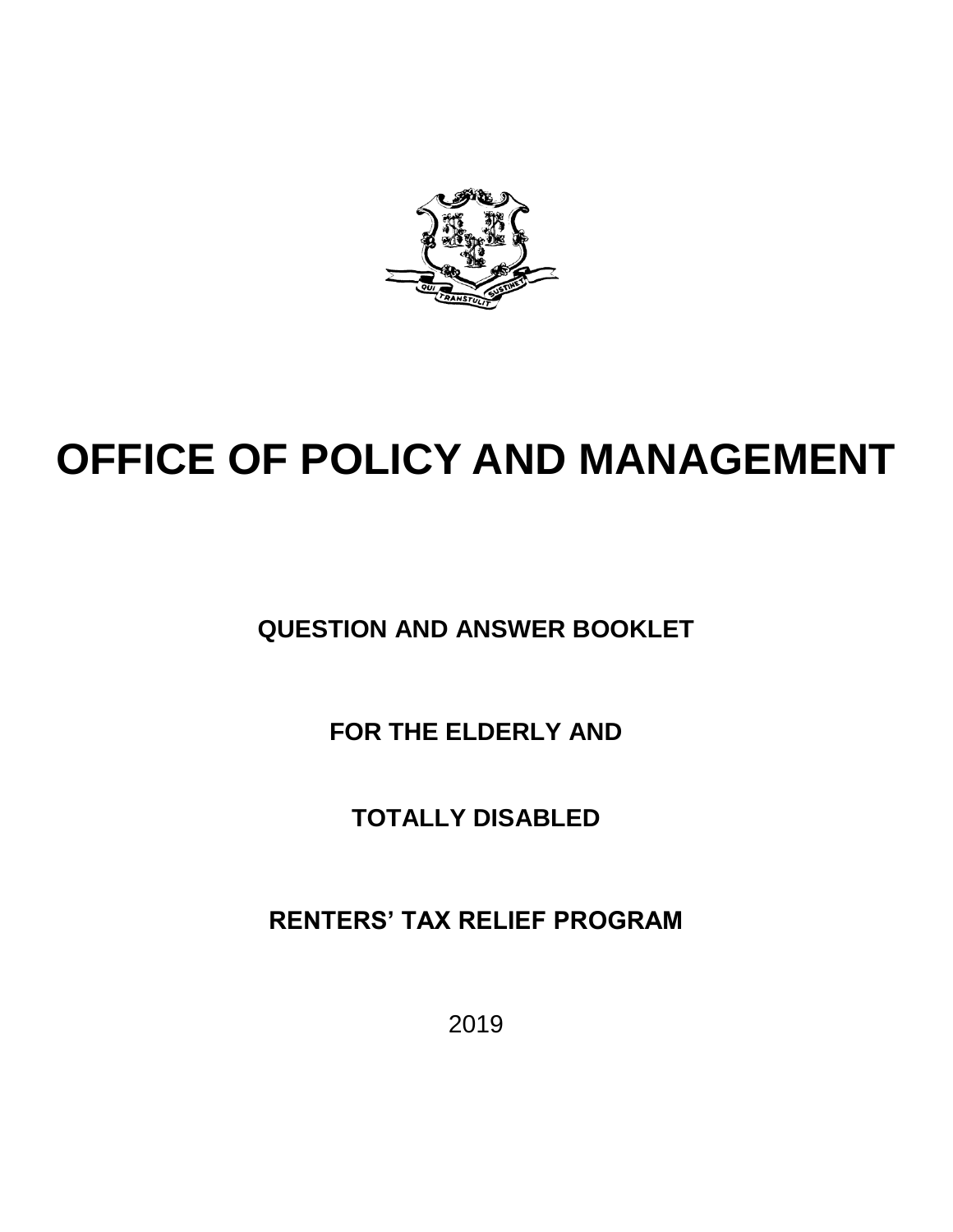# OFFICE OF POLICY AND MANAGEMENT

**QUESTION AND ANSWER BOOKLET**

**FOR THE ELDERLY AND**

**TOTALLY DISABLED**

**RENTERS' TAX RELIEF PROGRAM**

2019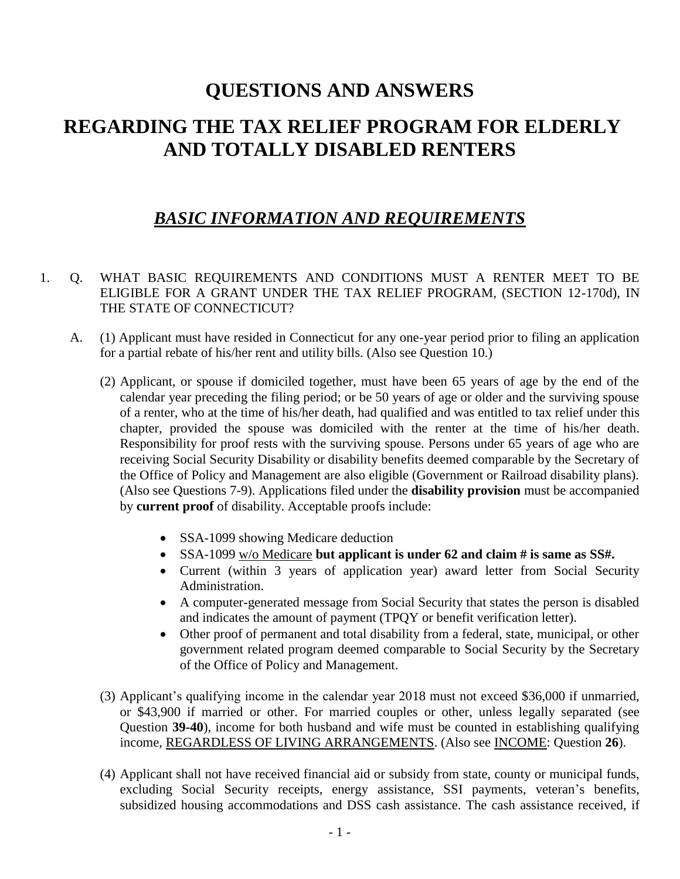# QUESTIONS AND ANSWERS

# REGARDING THE TAX RELIEF PROGRAM FOR ELDERLY AND TOTALLY DISABLED RENTERS

## *BASIC INFORMATION AND REQUIREMENTS*

1. Q. WHAT BASIC REQUIREMENTS AND CONDITIONS MUST A RENTER MEET TO BE ELIGIBLE FOR A GRANT UNDER THE TAX RELIEF PROGRAM, (SECTION 12-170d), IN THE STATE OF CONNECTICUT?

   A. (1) Applicant must have resided in Connecticut for any one-year period prior to filing an application for a partial rebate of his/her rent and utility bills. (Also see Question 10.)

   (2) Applicant, or spouse if domiciled together, must have been 65 years of age by the end of the calendar year preceding the filing period; or be 50 years of age or older and the surviving spouse of a renter, who at the time of his/her death, had qualified and was entitled to tax relief under this chapter, provided the spouse was domiciled with the renter at the time of his/her death. Responsibility for proof rests with the surviving spouse. Persons under 65 years of age who are receiving Social Security Disability or disability benefits deemed comparable by the Secretary of the Office of Policy and Management are also eligible (Government or Railroad disability plans). (Also see Questions 7-9). Applications filed under the **disability provision** must be accompanied by **current proof** of disability. Acceptable proofs include:

   - SSA-1099 showing Medicare deduction
   - SSA-1099 <u>w/o Medicare</u> **but applicant is under 62 and claim # is same as SS#.**
   - Current (within 3 years of application year) award letter from Social Security Administration.
   - A computer-generated message from Social Security that states the person is disabled and indicates the amount of payment (TPQY or benefit verification letter).
   - Other proof of permanent and total disability from a federal, state, municipal, or other government related program deemed comparable to Social Security by the Secretary of the Office of Policy and Management.

   (3) Applicant's qualifying income in the calendar year 2018 must not exceed $36,000 if unmarried, or $43,900 if married or other. For married couples or other, unless legally separated (see Question **39-40**), income for both husband and wife must be counted in establishing qualifying income, <u>REGARDLESS OF LIVING ARRANGEMENTS</u>. (Also see <u>INCOME</u>: Question **26**).

   (4) Applicant shall not have received financial aid or subsidy from state, county or municipal funds, excluding Social Security receipts, energy assistance, SSI payments, veteran's benefits, subsidized housing accommodations and DSS cash assistance. The cash assistance received, if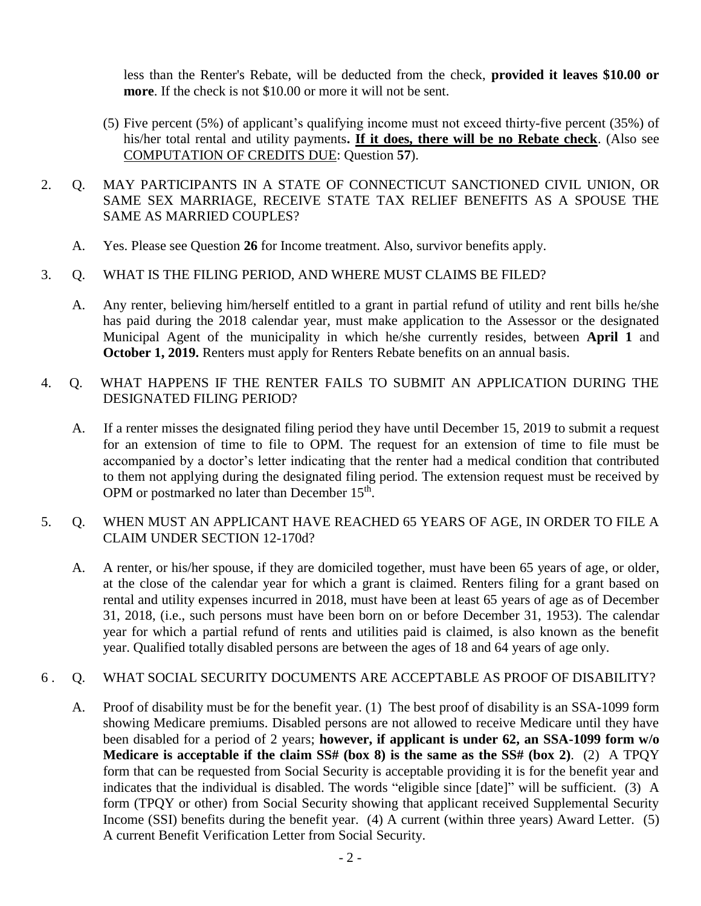less than the Renter's Rebate, will be deducted from the check, **provided it leaves $10.00 or more**. If the check is not $10.00 or more it will not be sent.

(5) Five percent (5%) of applicant's qualifying income must not exceed thirty-five percent (35%) of his/her total rental and utility payments**. <u>If it does, there will be no Rebate check</u>**. (Also see <u>COMPUTATION OF CREDITS DUE</u>: Question **57**).

2. Q. MAY PARTICIPANTS IN A STATE OF CONNECTICUT SANCTIONED CIVIL UNION, OR SAME SEX MARRIAGE, RECEIVE STATE TAX RELIEF BENEFITS AS A SPOUSE THE SAME AS MARRIED COUPLES?

   A. Yes. Please see Question **26** for Income treatment. Also, survivor benefits apply.

3. Q. WHAT IS THE FILING PERIOD, AND WHERE MUST CLAIMS BE FILED?

   A. Any renter, believing him/herself entitled to a grant in partial refund of utility and rent bills he/she has paid during the 2018 calendar year, must make application to the Assessor or the designated Municipal Agent of the municipality in which he/she currently resides, between **April 1** and **October 1, 2019.** Renters must apply for Renters Rebate benefits on an annual basis.

4. Q. WHAT HAPPENS IF THE RENTER FAILS TO SUBMIT AN APPLICATION DURING THE DESIGNATED FILING PERIOD?

   A. If a renter misses the designated filing period they have until December 15, 2019 to submit a request for an extension of time to file to OPM. The request for an extension of time to file must be accompanied by a doctor's letter indicating that the renter had a medical condition that contributed to them not applying during the designated filing period. The extension request must be received by OPM or postmarked no later than December 15th.

5. Q. WHEN MUST AN APPLICANT HAVE REACHED 65 YEARS OF AGE, IN ORDER TO FILE A CLAIM UNDER SECTION 12-170d?

   A. A renter, or his/her spouse, if they are domiciled together, must have been 65 years of age, or older, at the close of the calendar year for which a grant is claimed. Renters filing for a grant based on rental and utility expenses incurred in 2018, must have been at least 65 years of age as of December 31, 2018, (i.e., such persons must have been born on or before December 31, 1953). The calendar year for which a partial refund of rents and utilities paid is claimed, is also known as the benefit year. Qualified totally disabled persons are between the ages of 18 and 64 years of age only.

6. Q. WHAT SOCIAL SECURITY DOCUMENTS ARE ACCEPTABLE AS PROOF OF DISABILITY?

   A. Proof of disability must be for the benefit year. (1) The best proof of disability is an SSA-1099 form showing Medicare premiums. Disabled persons are not allowed to receive Medicare until they have been disabled for a period of 2 years; **however, if applicant is under 62, an SSA-1099 form w/o Medicare is acceptable if the claim SS# (box 8) is the same as the SS# (box 2)**. (2) A TPQY form that can be requested from Social Security is acceptable providing it is for the benefit year and indicates that the individual is disabled. The words "eligible since [date]" will be sufficient. (3) A form (TPQY or other) from Social Security showing that applicant received Supplemental Security Income (SSI) benefits during the benefit year. (4) A current (within three years) Award Letter. (5) A current Benefit Verification Letter from Social Security.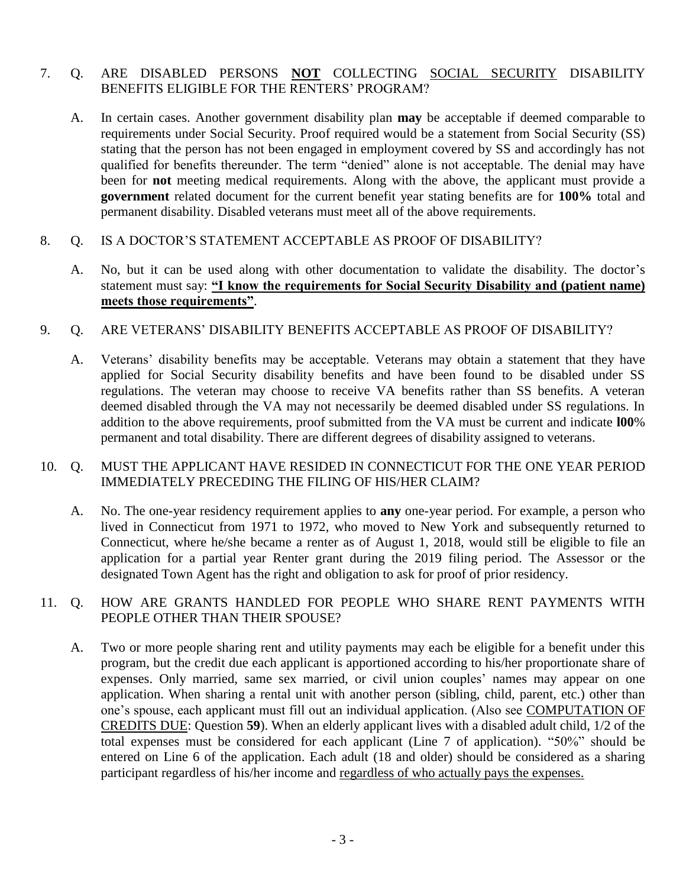7. Q. ARE DISABLED PERSONS **NOT** COLLECTING SOCIAL SECURITY DISABILITY BENEFITS ELIGIBLE FOR THE RENTERS' PROGRAM?

   A. In certain cases. Another government disability plan **may** be acceptable if deemed comparable to requirements under Social Security. Proof required would be a statement from Social Security (SS) stating that the person has not been engaged in employment covered by SS and accordingly has not qualified for benefits thereunder. The term "denied" alone is not acceptable. The denial may have been for **not** meeting medical requirements. Along with the above, the applicant must provide a **government** related document for the current benefit year stating benefits are for **100%** total and permanent disability. Disabled veterans must meet all of the above requirements.

8. Q. IS A DOCTOR'S STATEMENT ACCEPTABLE AS PROOF OF DISABILITY?

   A. No, but it can be used along with other documentation to validate the disability. The doctor's statement must say: **"I know the requirements for Social Security Disability and (patient name) meets those requirements"**.

9. Q. ARE VETERANS' DISABILITY BENEFITS ACCEPTABLE AS PROOF OF DISABILITY?

   A. Veterans' disability benefits may be acceptable. Veterans may obtain a statement that they have applied for Social Security disability benefits and have been found to be disabled under SS regulations. The veteran may choose to receive VA benefits rather than SS benefits. A veteran deemed disabled through the VA may not necessarily be deemed disabled under SS regulations. In addition to the above requirements, proof submitted from the VA must be current and indicate **l00**% permanent and total disability. There are different degrees of disability assigned to veterans.

10. Q. MUST THE APPLICANT HAVE RESIDED IN CONNECTICUT FOR THE ONE YEAR PERIOD IMMEDIATELY PRECEDING THE FILING OF HIS/HER CLAIM?

    A. No. The one-year residency requirement applies to **any** one-year period. For example, a person who lived in Connecticut from 1971 to 1972, who moved to New York and subsequently returned to Connecticut, where he/she became a renter as of August 1, 2018, would still be eligible to file an application for a partial year Renter grant during the 2019 filing period. The Assessor or the designated Town Agent has the right and obligation to ask for proof of prior residency.

11. Q. HOW ARE GRANTS HANDLED FOR PEOPLE WHO SHARE RENT PAYMENTS WITH PEOPLE OTHER THAN THEIR SPOUSE?

    A. Two or more people sharing rent and utility payments may each be eligible for a benefit under this program, but the credit due each applicant is apportioned according to his/her proportionate share of expenses. Only married, same sex married, or civil union couples' names may appear on one application. When sharing a rental unit with another person (sibling, child, parent, etc.) other than one's spouse, each applicant must fill out an individual application. (Also see COMPUTATION OF CREDITS DUE: Question **59**). When an elderly applicant lives with a disabled adult child, 1/2 of the total expenses must be considered for each applicant (Line 7 of application). "50%" should be entered on Line 6 of the application. Each adult (18 and older) should be considered as a sharing participant regardless of his/her income and regardless of who actually pays the expenses.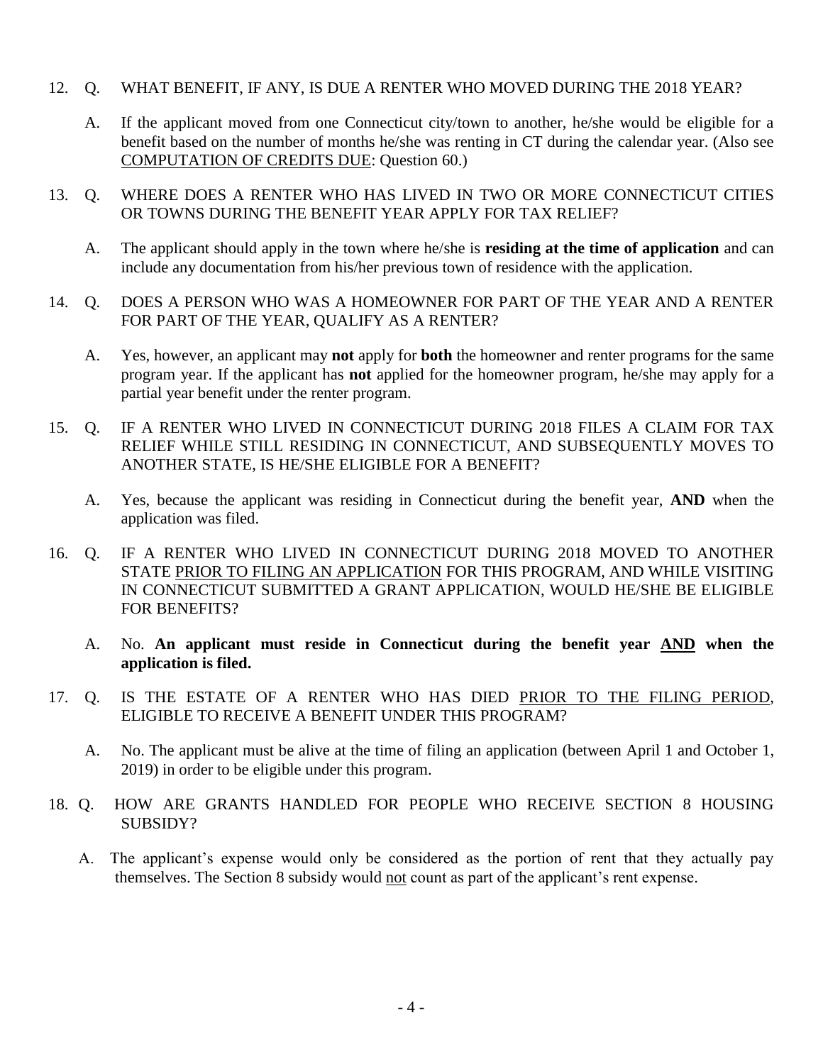12. Q. WHAT BENEFIT, IF ANY, IS DUE A RENTER WHO MOVED DURING THE 2018 YEAR?

    A. If the applicant moved from one Connecticut city/town to another, he/she would be eligible for a benefit based on the number of months he/she was renting in CT during the calendar year. (Also see <u>COMPUTATION OF CREDITS DUE</u>: Question 60.)

13. Q. WHERE DOES A RENTER WHO HAS LIVED IN TWO OR MORE CONNECTICUT CITIES OR TOWNS DURING THE BENEFIT YEAR APPLY FOR TAX RELIEF?

    A. The applicant should apply in the town where he/she is **residing at the time of application** and can include any documentation from his/her previous town of residence with the application.

14. Q. DOES A PERSON WHO WAS A HOMEOWNER FOR PART OF THE YEAR AND A RENTER FOR PART OF THE YEAR, QUALIFY AS A RENTER?

    A. Yes, however, an applicant may **not** apply for **both** the homeowner and renter programs for the same program year. If the applicant has **not** applied for the homeowner program, he/she may apply for a partial year benefit under the renter program.

15. Q. IF A RENTER WHO LIVED IN CONNECTICUT DURING 2018 FILES A CLAIM FOR TAX RELIEF WHILE STILL RESIDING IN CONNECTICUT, AND SUBSEQUENTLY MOVES TO ANOTHER STATE, IS HE/SHE ELIGIBLE FOR A BENEFIT?

    A. Yes, because the applicant was residing in Connecticut during the benefit year, **AND** when the application was filed.

16. Q. IF A RENTER WHO LIVED IN CONNECTICUT DURING 2018 MOVED TO ANOTHER STATE <u>PRIOR TO FILING AN APPLICATION</u> FOR THIS PROGRAM, AND WHILE VISITING IN CONNECTICUT SUBMITTED A GRANT APPLICATION, WOULD HE/SHE BE ELIGIBLE FOR BENEFITS?

    A. No. **An applicant must reside in Connecticut during the benefit year <u>AND</u> when the application is filed.**

17. Q. IS THE ESTATE OF A RENTER WHO HAS DIED <u>PRIOR TO THE FILING PERIOD</u>, ELIGIBLE TO RECEIVE A BENEFIT UNDER THIS PROGRAM?

    A. No. The applicant must be alive at the time of filing an application (between April 1 and October 1, 2019) in order to be eligible under this program.

18. Q. HOW ARE GRANTS HANDLED FOR PEOPLE WHO RECEIVE SECTION 8 HOUSING SUBSIDY?

    A. The applicant's expense would only be considered as the portion of rent that they actually pay themselves. The Section 8 subsidy would <u>not</u> count as part of the applicant's rent expense.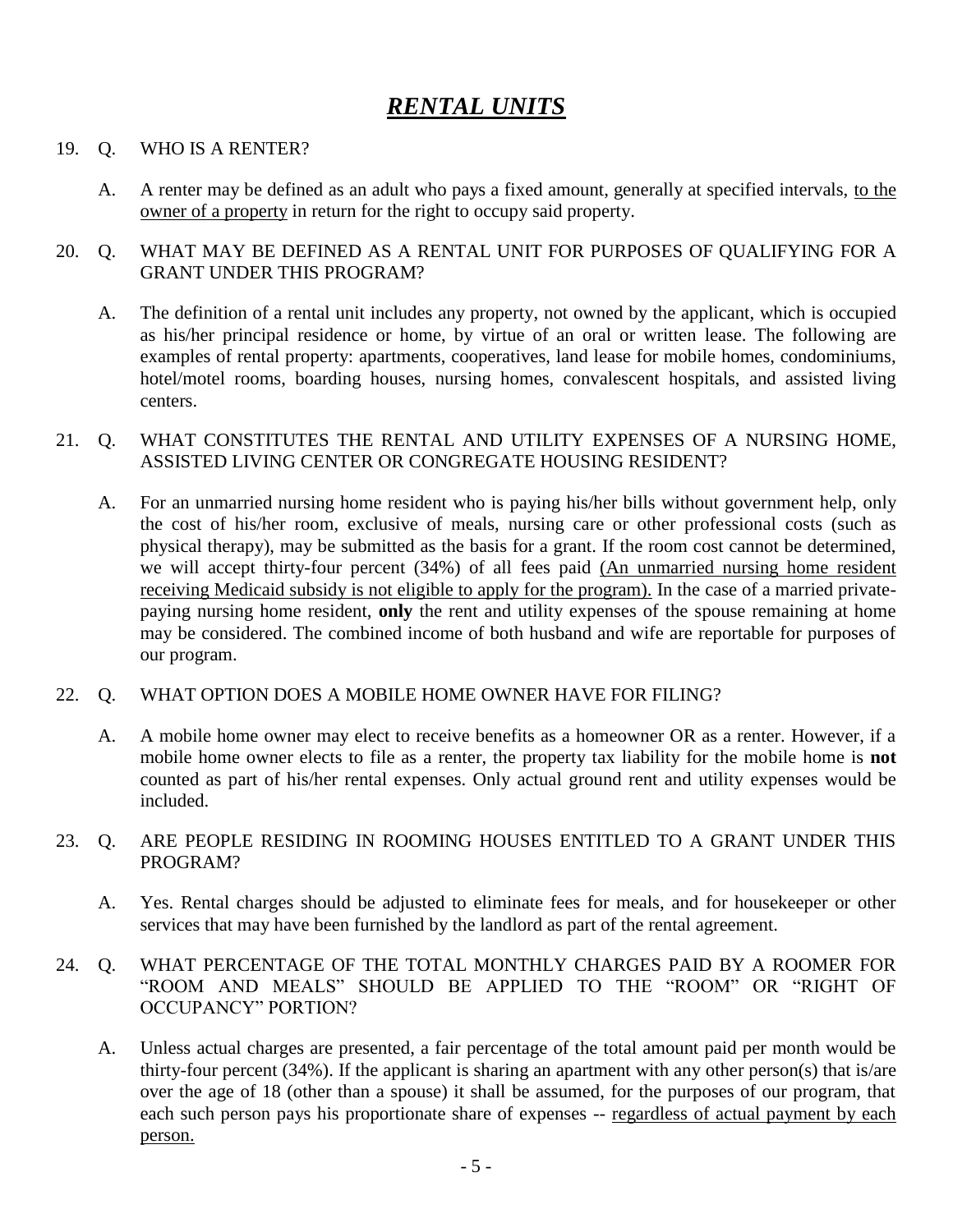# ***RENTAL UNITS***

19. Q. WHO IS A RENTER?

    A. A renter may be defined as an adult who pays a fixed amount, generally at specified intervals, <u>to the owner of a property</u> in return for the right to occupy said property.

20. Q. WHAT MAY BE DEFINED AS A RENTAL UNIT FOR PURPOSES OF QUALIFYING FOR A GRANT UNDER THIS PROGRAM?

    A. The definition of a rental unit includes any property, not owned by the applicant, which is occupied as his/her principal residence or home, by virtue of an oral or written lease. The following are examples of rental property: apartments, cooperatives, land lease for mobile homes, condominiums, hotel/motel rooms, boarding houses, nursing homes, convalescent hospitals, and assisted living centers.

21. Q. WHAT CONSTITUTES THE RENTAL AND UTILITY EXPENSES OF A NURSING HOME, ASSISTED LIVING CENTER OR CONGREGATE HOUSING RESIDENT?

    A. For an unmarried nursing home resident who is paying his/her bills without government help, only the cost of his/her room, exclusive of meals, nursing care or other professional costs (such as physical therapy), may be submitted as the basis for a grant. If the room cost cannot be determined, we will accept thirty-four percent (34%) of all fees paid <u>(An unmarried nursing home resident receiving Medicaid subsidy is not eligible to apply for the program).</u> In the case of a married private-paying nursing home resident, **only** the rent and utility expenses of the spouse remaining at home may be considered. The combined income of both husband and wife are reportable for purposes of our program.

22. Q. WHAT OPTION DOES A MOBILE HOME OWNER HAVE FOR FILING?

    A. A mobile home owner may elect to receive benefits as a homeowner OR as a renter. However, if a mobile home owner elects to file as a renter, the property tax liability for the mobile home is **not** counted as part of his/her rental expenses. Only actual ground rent and utility expenses would be included.

23. Q. ARE PEOPLE RESIDING IN ROOMING HOUSES ENTITLED TO A GRANT UNDER THIS PROGRAM?

    A. Yes. Rental charges should be adjusted to eliminate fees for meals, and for housekeeper or other services that may have been furnished by the landlord as part of the rental agreement.

24. Q. WHAT PERCENTAGE OF THE TOTAL MONTHLY CHARGES PAID BY A ROOMER FOR "ROOM AND MEALS" SHOULD BE APPLIED TO THE "ROOM" OR "RIGHT OF OCCUPANCY" PORTION?

    A. Unless actual charges are presented, a fair percentage of the total amount paid per month would be thirty-four percent (34%). If the applicant is sharing an apartment with any other person(s) that is/are over the age of 18 (other than a spouse) it shall be assumed, for the purposes of our program, that each such person pays his proportionate share of expenses -- <u>regardless of actual payment by each person.</u>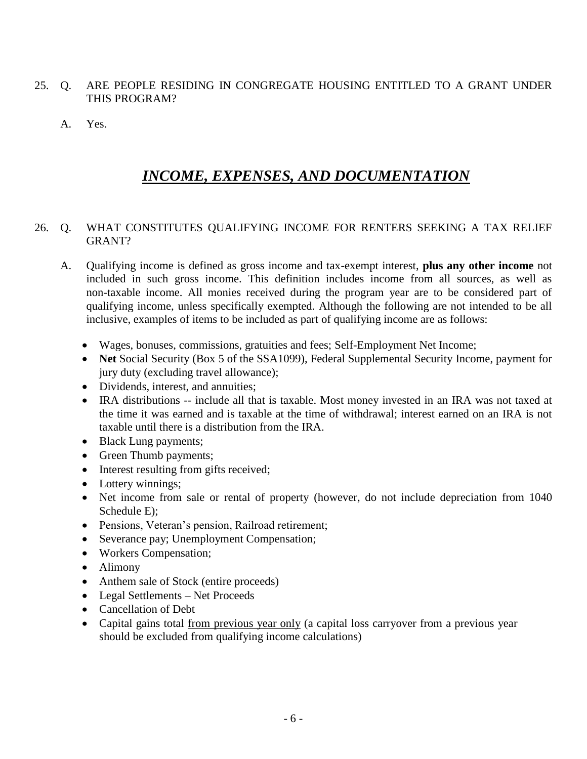25. Q. ARE PEOPLE RESIDING IN CONGREGATE HOUSING ENTITLED TO A GRANT UNDER THIS PROGRAM?

    A. Yes.

## *<u>INCOME, EXPENSES, AND DOCUMENTATION</u>*

26. Q. WHAT CONSTITUTES QUALIFYING INCOME FOR RENTERS SEEKING A TAX RELIEF GRANT?

    A. Qualifying income is defined as gross income and tax-exempt interest, **plus any other income** not included in such gross income. This definition includes income from all sources, as well as non-taxable income. All monies received during the program year are to be considered part of qualifying income, unless specifically exempted. Although the following are not intended to be all inclusive, examples of items to be included as part of qualifying income are as follows:

    - Wages, bonuses, commissions, gratuities and fees; Self-Employment Net Income;
    - **Net** Social Security (Box 5 of the SSA1099), Federal Supplemental Security Income, payment for jury duty (excluding travel allowance);
    - Dividends, interest, and annuities;
    - IRA distributions -- include all that is taxable. Most money invested in an IRA was not taxed at the time it was earned and is taxable at the time of withdrawal; interest earned on an IRA is not taxable until there is a distribution from the IRA.
    - Black Lung payments;
    - Green Thumb payments;
    - Interest resulting from gifts received;
    - Lottery winnings;
    - Net income from sale or rental of property (however, do not include depreciation from 1040 Schedule E);
    - Pensions, Veteran's pension, Railroad retirement;
    - Severance pay; Unemployment Compensation;
    - Workers Compensation;
    - Alimony
    - Anthem sale of Stock (entire proceeds)
    - Legal Settlements – Net Proceeds
    - Cancellation of Debt
    - Capital gains total <u>from previous year only</u> (a capital loss carryover from a previous year should be excluded from qualifying income calculations)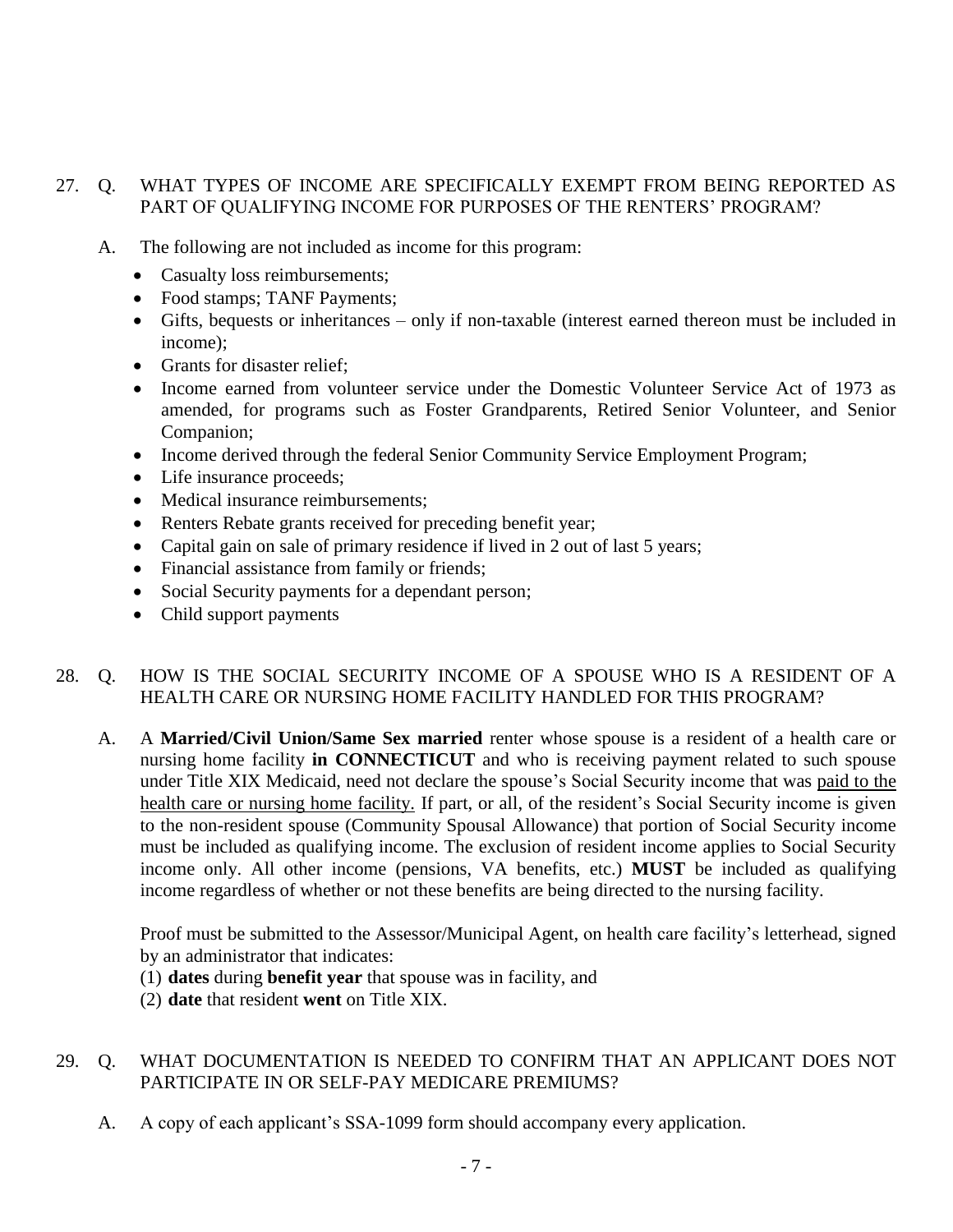27. Q. WHAT TYPES OF INCOME ARE SPECIFICALLY EXEMPT FROM BEING REPORTED AS PART OF QUALIFYING INCOME FOR PURPOSES OF THE RENTERS' PROGRAM?

    A. The following are not included as income for this program:

    - Casualty loss reimbursements;
    - Food stamps; TANF Payments;
    - Gifts, bequests or inheritances – only if non-taxable (interest earned thereon must be included in income);
    - Grants for disaster relief;
    - Income earned from volunteer service under the Domestic Volunteer Service Act of 1973 as amended, for programs such as Foster Grandparents, Retired Senior Volunteer, and Senior Companion;
    - Income derived through the federal Senior Community Service Employment Program;
    - Life insurance proceeds;
    - Medical insurance reimbursements;
    - Renters Rebate grants received for preceding benefit year;
    - Capital gain on sale of primary residence if lived in 2 out of last 5 years;
    - Financial assistance from family or friends;
    - Social Security payments for a dependant person;
    - Child support payments

28. Q. HOW IS THE SOCIAL SECURITY INCOME OF A SPOUSE WHO IS A RESIDENT OF A HEALTH CARE OR NURSING HOME FACILITY HANDLED FOR THIS PROGRAM?

    A. A **Married/Civil Union/Same Sex married** renter whose spouse is a resident of a health care or nursing home facility **in CONNECTICUT** and who is receiving payment related to such spouse under Title XIX Medicaid, need not declare the spouse's Social Security income that was paid to the health care or nursing home facility. If part, or all, of the resident's Social Security income is given to the non-resident spouse (Community Spousal Allowance) that portion of Social Security income must be included as qualifying income. The exclusion of resident income applies to Social Security income only. All other income (pensions, VA benefits, etc.) **MUST** be included as qualifying income regardless of whether or not these benefits are being directed to the nursing facility.

    Proof must be submitted to the Assessor/Municipal Agent, on health care facility's letterhead, signed by an administrator that indicates:

    (1) **dates** during **benefit year** that spouse was in facility, and
    (2) **date** that resident **went** on Title XIX.

29. Q. WHAT DOCUMENTATION IS NEEDED TO CONFIRM THAT AN APPLICANT DOES NOT PARTICIPATE IN OR SELF-PAY MEDICARE PREMIUMS?

    A. A copy of each applicant's SSA-1099 form should accompany every application.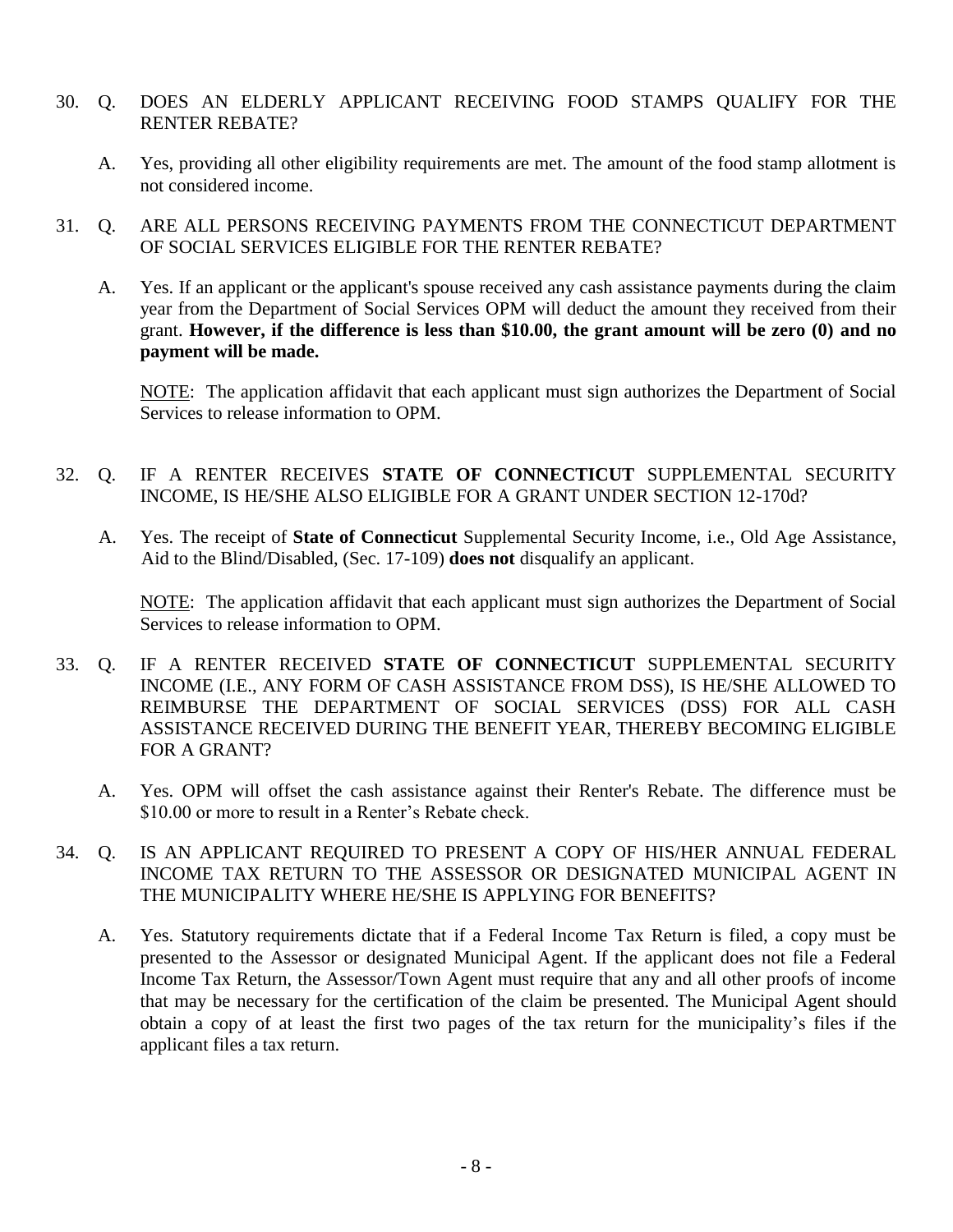30. Q. DOES AN ELDERLY APPLICANT RECEIVING FOOD STAMPS QUALIFY FOR THE RENTER REBATE?

    A. Yes, providing all other eligibility requirements are met. The amount of the food stamp allotment is not considered income.

31. Q. ARE ALL PERSONS RECEIVING PAYMENTS FROM THE CONNECTICUT DEPARTMENT OF SOCIAL SERVICES ELIGIBLE FOR THE RENTER REBATE?

    A. Yes. If an applicant or the applicant's spouse received any cash assistance payments during the claim year from the Department of Social Services OPM will deduct the amount they received from their grant. **However, if the difference is less than $10.00, the grant amount will be zero (0) and no payment will be made.**

    NOTE: The application affidavit that each applicant must sign authorizes the Department of Social Services to release information to OPM.

32. Q. IF A RENTER RECEIVES **STATE OF CONNECTICUT** SUPPLEMENTAL SECURITY INCOME, IS HE/SHE ALSO ELIGIBLE FOR A GRANT UNDER SECTION 12-170d?

    A. Yes. The receipt of **State of Connecticut** Supplemental Security Income, i.e., Old Age Assistance, Aid to the Blind/Disabled, (Sec. 17-109) **does not** disqualify an applicant.

    NOTE: The application affidavit that each applicant must sign authorizes the Department of Social Services to release information to OPM.

33. Q. IF A RENTER RECEIVED **STATE OF CONNECTICUT** SUPPLEMENTAL SECURITY INCOME (I.E., ANY FORM OF CASH ASSISTANCE FROM DSS), IS HE/SHE ALLOWED TO REIMBURSE THE DEPARTMENT OF SOCIAL SERVICES (DSS) FOR ALL CASH ASSISTANCE RECEIVED DURING THE BENEFIT YEAR, THEREBY BECOMING ELIGIBLE FOR A GRANT?

    A. Yes. OPM will offset the cash assistance against their Renter's Rebate. The difference must be $10.00 or more to result in a Renter's Rebate check.

34. Q. IS AN APPLICANT REQUIRED TO PRESENT A COPY OF HIS/HER ANNUAL FEDERAL INCOME TAX RETURN TO THE ASSESSOR OR DESIGNATED MUNICIPAL AGENT IN THE MUNICIPALITY WHERE HE/SHE IS APPLYING FOR BENEFITS?

    A. Yes. Statutory requirements dictate that if a Federal Income Tax Return is filed, a copy must be presented to the Assessor or designated Municipal Agent. If the applicant does not file a Federal Income Tax Return, the Assessor/Town Agent must require that any and all other proofs of income that may be necessary for the certification of the claim be presented. The Municipal Agent should obtain a copy of at least the first two pages of the tax return for the municipality's files if the applicant files a tax return.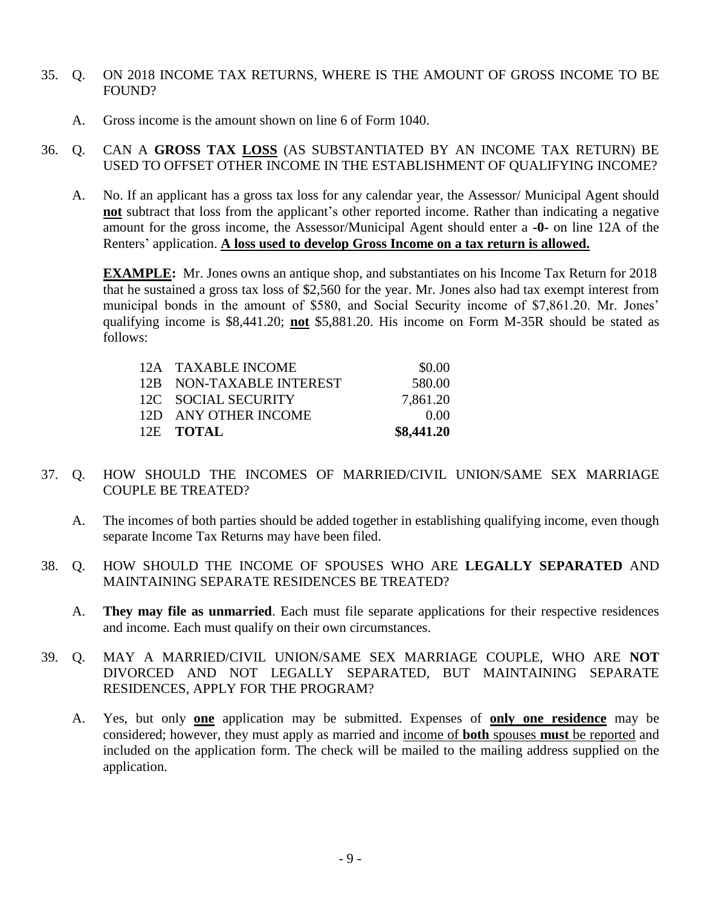35. Q. ON 2018 INCOME TAX RETURNS, WHERE IS THE AMOUNT OF GROSS INCOME TO BE FOUND?

    A. Gross income is the amount shown on line 6 of Form 1040.

36. Q. CAN A **GROSS TAX <u>LOSS</u>** (AS SUBSTANTIATED BY AN INCOME TAX RETURN) BE USED TO OFFSET OTHER INCOME IN THE ESTABLISHMENT OF QUALIFYING INCOME?

    A. No. If an applicant has a gross tax loss for any calendar year, the Assessor/ Municipal Agent should **<u>not</u>** subtract that loss from the applicant's other reported income. Rather than indicating a negative amount for the gross income, the Assessor/Municipal Agent should enter a **-0-** on line 12A of the Renters' application. **<u>A loss used to develop Gross Income on a tax return is allowed.</u>**

    **<u>EXAMPLE</u>:** Mr. Jones owns an antique shop, and substantiates on his Income Tax Return for 2018 that he sustained a gross tax loss of $2,560 for the year. Mr. Jones also had tax exempt interest from municipal bonds in the amount of $580, and Social Security income of $7,861.20. Mr. Jones' qualifying income is $8,441.20; **<u>not</u>** $5,881.20. His income on Form M-35R should be stated as follows:

    | | | |
    |---|---|---|
    | 12A | TAXABLE INCOME | $0.00 |
    | 12B | NON-TAXABLE INTEREST | 580.00 |
    | 12C | SOCIAL SECURITY | 7,861.20 |
    | 12D | ANY OTHER INCOME | 0.00 |
    | 12E | **TOTAL** | **$8,441.20** |

37. Q. HOW SHOULD THE INCOMES OF MARRIED/CIVIL UNION/SAME SEX MARRIAGE COUPLE BE TREATED?

    A. The incomes of both parties should be added together in establishing qualifying income, even though separate Income Tax Returns may have been filed.

38. Q. HOW SHOULD THE INCOME OF SPOUSES WHO ARE **LEGALLY SEPARATED** AND MAINTAINING SEPARATE RESIDENCES BE TREATED?

    A. **They may file as unmarried**. Each must file separate applications for their respective residences and income. Each must qualify on their own circumstances.

39. Q. MAY A MARRIED/CIVIL UNION/SAME SEX MARRIAGE COUPLE, WHO ARE **NOT** DIVORCED AND NOT LEGALLY SEPARATED, BUT MAINTAINING SEPARATE RESIDENCES, APPLY FOR THE PROGRAM?

    A. Yes, but only **<u>one</u>** application may be submitted. Expenses of **<u>only one residence</u>** may be considered; however, they must apply as married and <u>income of **both** spouses **must** be reported</u> and included on the application form. The check will be mailed to the mailing address supplied on the application.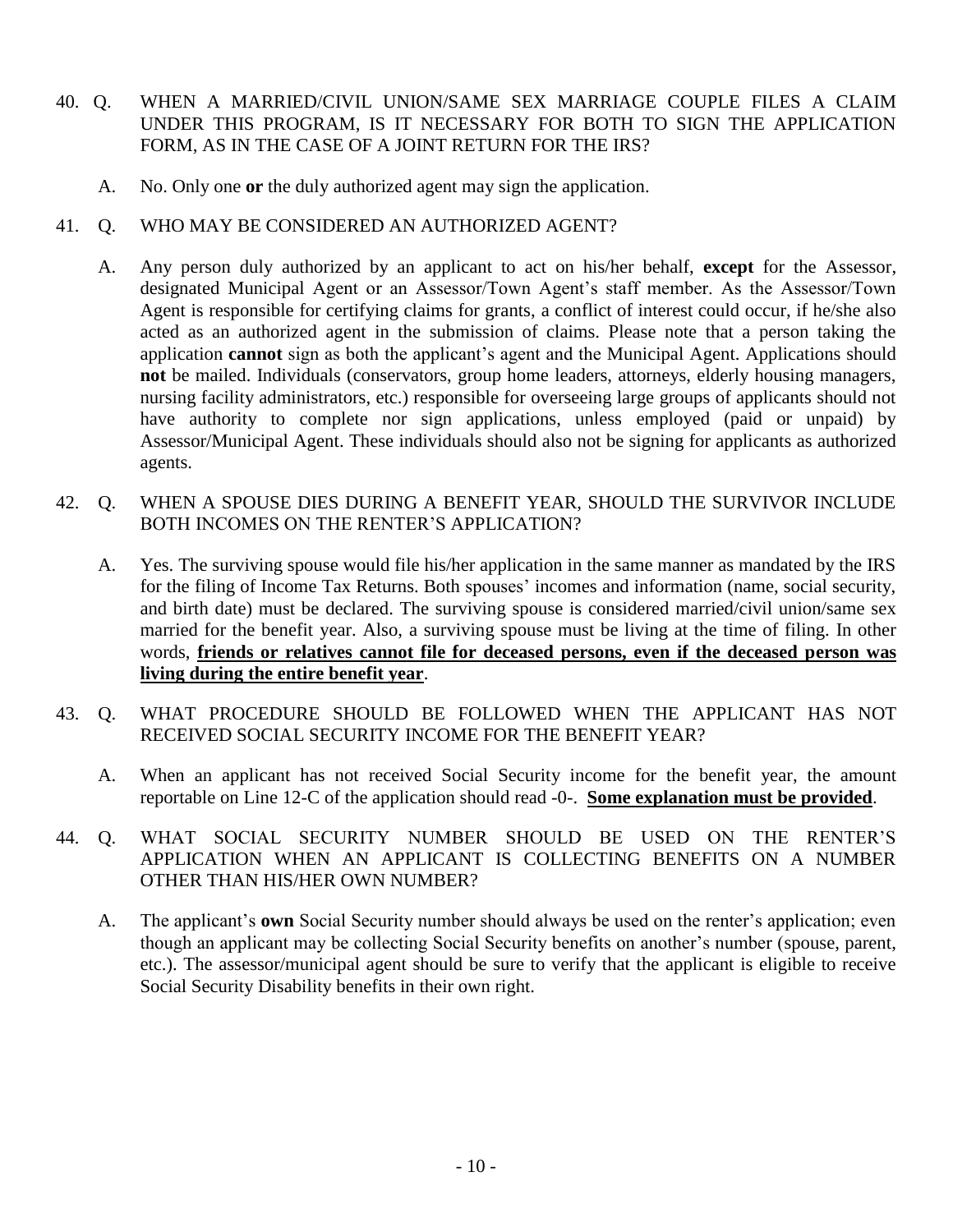40. Q. WHEN A MARRIED/CIVIL UNION/SAME SEX MARRIAGE COUPLE FILES A CLAIM UNDER THIS PROGRAM, IS IT NECESSARY FOR BOTH TO SIGN THE APPLICATION FORM, AS IN THE CASE OF A JOINT RETURN FOR THE IRS?

    A. No. Only one **or** the duly authorized agent may sign the application.

41. Q. WHO MAY BE CONSIDERED AN AUTHORIZED AGENT?

    A. Any person duly authorized by an applicant to act on his/her behalf, **except** for the Assessor, designated Municipal Agent or an Assessor/Town Agent's staff member. As the Assessor/Town Agent is responsible for certifying claims for grants, a conflict of interest could occur, if he/she also acted as an authorized agent in the submission of claims. Please note that a person taking the application **cannot** sign as both the applicant's agent and the Municipal Agent. Applications should **not** be mailed. Individuals (conservators, group home leaders, attorneys, elderly housing managers, nursing facility administrators, etc.) responsible for overseeing large groups of applicants should not have authority to complete nor sign applications, unless employed (paid or unpaid) by Assessor/Municipal Agent. These individuals should also not be signing for applicants as authorized agents.

42. Q. WHEN A SPOUSE DIES DURING A BENEFIT YEAR, SHOULD THE SURVIVOR INCLUDE BOTH INCOMES ON THE RENTER'S APPLICATION?

    A. Yes. The surviving spouse would file his/her application in the same manner as mandated by the IRS for the filing of Income Tax Returns. Both spouses' incomes and information (name, social security, and birth date) must be declared. The surviving spouse is considered married/civil union/same sex married for the benefit year. Also, a surviving spouse must be living at the time of filing. In other words, **<u>friends or relatives cannot file for deceased persons, even if the deceased person was living during the entire benefit year</u>**.

43. Q. WHAT PROCEDURE SHOULD BE FOLLOWED WHEN THE APPLICANT HAS NOT RECEIVED SOCIAL SECURITY INCOME FOR THE BENEFIT YEAR?

    A. When an applicant has not received Social Security income for the benefit year, the amount reportable on Line 12-C of the application should read -0-. **<u>Some explanation must be provided</u>**.

44. Q. WHAT SOCIAL SECURITY NUMBER SHOULD BE USED ON THE RENTER'S APPLICATION WHEN AN APPLICANT IS COLLECTING BENEFITS ON A NUMBER OTHER THAN HIS/HER OWN NUMBER?

    A. The applicant's **own** Social Security number should always be used on the renter's application; even though an applicant may be collecting Social Security benefits on another's number (spouse, parent, etc.). The assessor/municipal agent should be sure to verify that the applicant is eligible to receive Social Security Disability benefits in their own right.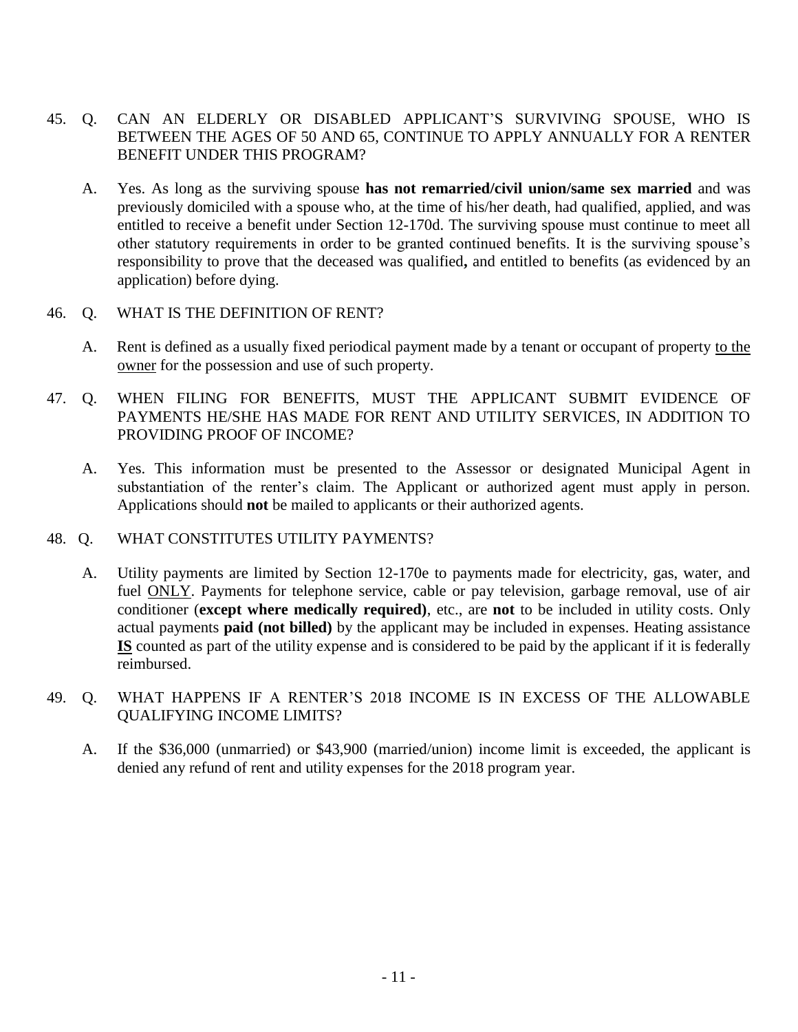45. Q. CAN AN ELDERLY OR DISABLED APPLICANT'S SURVIVING SPOUSE, WHO IS BETWEEN THE AGES OF 50 AND 65, CONTINUE TO APPLY ANNUALLY FOR A RENTER BENEFIT UNDER THIS PROGRAM?

    A. Yes. As long as the surviving spouse **has not remarried/civil union/same sex married** and was previously domiciled with a spouse who, at the time of his/her death, had qualified, applied, and was entitled to receive a benefit under Section 12-170d. The surviving spouse must continue to meet all other statutory requirements in order to be granted continued benefits. It is the surviving spouse's responsibility to prove that the deceased was qualified**,** and entitled to benefits (as evidenced by an application) before dying.

46. Q. WHAT IS THE DEFINITION OF RENT?

    A. Rent is defined as a usually fixed periodical payment made by a tenant or occupant of property <u>to the owner</u> for the possession and use of such property.

47. Q. WHEN FILING FOR BENEFITS, MUST THE APPLICANT SUBMIT EVIDENCE OF PAYMENTS HE/SHE HAS MADE FOR RENT AND UTILITY SERVICES, IN ADDITION TO PROVIDING PROOF OF INCOME?

    A. Yes. This information must be presented to the Assessor or designated Municipal Agent in substantiation of the renter's claim. The Applicant or authorized agent must apply in person. Applications should **not** be mailed to applicants or their authorized agents.

48. Q. WHAT CONSTITUTES UTILITY PAYMENTS?

    A. Utility payments are limited by Section 12-170e to payments made for electricity, gas, water, and fuel <u>ONLY</u>. Payments for telephone service, cable or pay television, garbage removal, use of air conditioner (**except where medically required)**, etc., are **not** to be included in utility costs. Only actual payments **paid (not billed)** by the applicant may be included in expenses. Heating assistance **<u>IS</u>** counted as part of the utility expense and is considered to be paid by the applicant if it is federally reimbursed.

49. Q. WHAT HAPPENS IF A RENTER'S 2018 INCOME IS IN EXCESS OF THE ALLOWABLE QUALIFYING INCOME LIMITS?

    A. If the $36,000 (unmarried) or $43,900 (married/union) income limit is exceeded, the applicant is denied any refund of rent and utility expenses for the 2018 program year.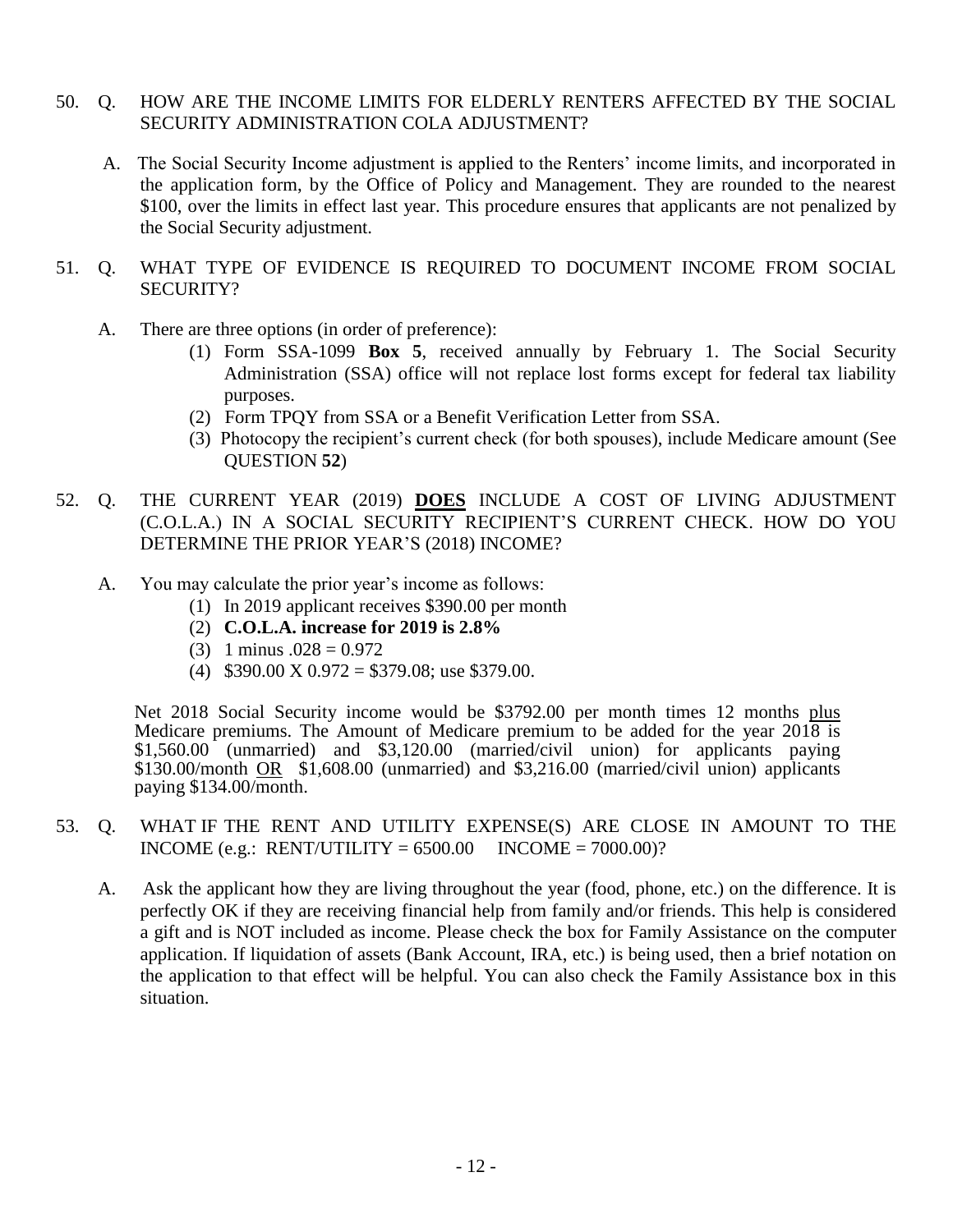50. Q. HOW ARE THE INCOME LIMITS FOR ELDERLY RENTERS AFFECTED BY THE SOCIAL SECURITY ADMINISTRATION COLA ADJUSTMENT?

    A. The Social Security Income adjustment is applied to the Renters' income limits, and incorporated in the application form, by the Office of Policy and Management. They are rounded to the nearest \$100, over the limits in effect last year. This procedure ensures that applicants are not penalized by the Social Security adjustment.

51. Q. WHAT TYPE OF EVIDENCE IS REQUIRED TO DOCUMENT INCOME FROM SOCIAL SECURITY?

    A. There are three options (in order of preference):

    (1) Form SSA-1099 **Box 5**, received annually by February 1. The Social Security Administration (SSA) office will not replace lost forms except for federal tax liability purposes.
    (2) Form TPQY from SSA or a Benefit Verification Letter from SSA.
    (3) Photocopy the recipient's current check (for both spouses), include Medicare amount (See QUESTION **52**)

52. Q. THE CURRENT YEAR (2019) <u>**DOES**</u> INCLUDE A COST OF LIVING ADJUSTMENT (C.O.L.A.) IN A SOCIAL SECURITY RECIPIENT'S CURRENT CHECK. HOW DO YOU DETERMINE THE PRIOR YEAR'S (2018) INCOME?

    A. You may calculate the prior year's income as follows:

    (1) In 2019 applicant receives \$390.00 per month
    (2) **C.O.L.A. increase for 2019 is 2.8%**
    (3) 1 minus .028 = 0.972
    (4) \$390.00 X 0.972 = \$379.08; use \$379.00.

    Net 2018 Social Security income would be \$3792.00 per month times 12 months <u>plus</u> Medicare premiums. The Amount of Medicare premium to be added for the year 2018 is \$1,560.00 (unmarried) and \$3,120.00 (married/civil union) for applicants paying \$130.00/month <u>OR</u> \$1,608.00 (unmarried) and \$3,216.00 (married/civil union) applicants paying \$134.00/month.

53. Q. WHAT IF THE RENT AND UTILITY EXPENSE(S) ARE CLOSE IN AMOUNT TO THE INCOME (e.g.: RENT/UTILITY = 6500.00 INCOME = 7000.00)?

    A. Ask the applicant how they are living throughout the year (food, phone, etc.) on the difference. It is perfectly OK if they are receiving financial help from family and/or friends. This help is considered a gift and is NOT included as income. Please check the box for Family Assistance on the computer application. If liquidation of assets (Bank Account, IRA, etc.) is being used, then a brief notation on the application to that effect will be helpful. You can also check the Family Assistance box in this situation.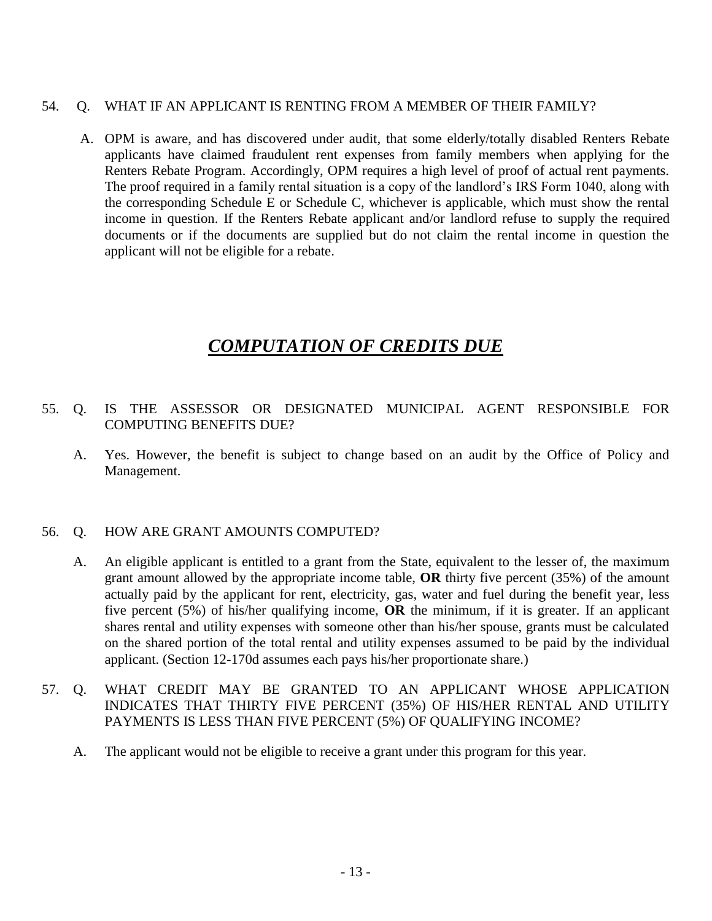54. Q. WHAT IF AN APPLICANT IS RENTING FROM A MEMBER OF THEIR FAMILY?

A. OPM is aware, and has discovered under audit, that some elderly/totally disabled Renters Rebate applicants have claimed fraudulent rent expenses from family members when applying for the Renters Rebate Program. Accordingly, OPM requires a high level of proof of actual rent payments. The proof required in a family rental situation is a copy of the landlord's IRS Form 1040, along with the corresponding Schedule E or Schedule C, whichever is applicable, which must show the rental income in question. If the Renters Rebate applicant and/or landlord refuse to supply the required documents or if the documents are supplied but do not claim the rental income in question the applicant will not be eligible for a rebate.

# ***COMPUTATION OF CREDITS DUE***

55. Q. IS THE ASSESSOR OR DESIGNATED MUNICIPAL AGENT RESPONSIBLE FOR COMPUTING BENEFITS DUE?

A. Yes. However, the benefit is subject to change based on an audit by the Office of Policy and Management.

56. Q. HOW ARE GRANT AMOUNTS COMPUTED?

A. An eligible applicant is entitled to a grant from the State, equivalent to the lesser of, the maximum grant amount allowed by the appropriate income table, **OR** thirty five percent (35%) of the amount actually paid by the applicant for rent, electricity, gas, water and fuel during the benefit year, less five percent (5%) of his/her qualifying income, **OR** the minimum, if it is greater. If an applicant shares rental and utility expenses with someone other than his/her spouse, grants must be calculated on the shared portion of the total rental and utility expenses assumed to be paid by the individual applicant. (Section 12-170d assumes each pays his/her proportionate share.)

57. Q. WHAT CREDIT MAY BE GRANTED TO AN APPLICANT WHOSE APPLICATION INDICATES THAT THIRTY FIVE PERCENT (35%) OF HIS/HER RENTAL AND UTILITY PAYMENTS IS LESS THAN FIVE PERCENT (5%) OF QUALIFYING INCOME?

A. The applicant would not be eligible to receive a grant under this program for this year.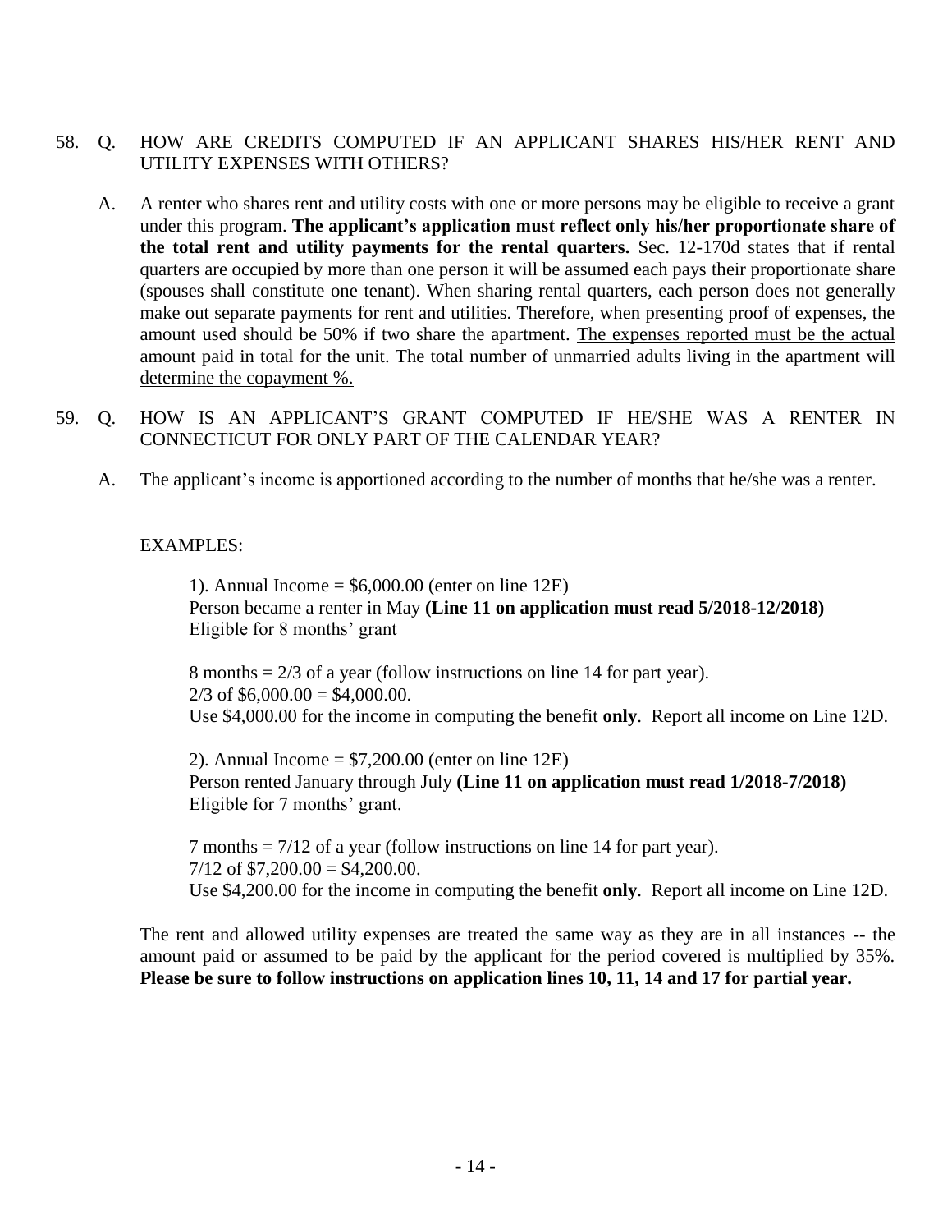58. Q. HOW ARE CREDITS COMPUTED IF AN APPLICANT SHARES HIS/HER RENT AND UTILITY EXPENSES WITH OTHERS?

    A. A renter who shares rent and utility costs with one or more persons may be eligible to receive a grant under this program. **The applicant's application must reflect only his/her proportionate share of the total rent and utility payments for the rental quarters.** Sec. 12-170d states that if rental quarters are occupied by more than one person it will be assumed each pays their proportionate share (spouses shall constitute one tenant). When sharing rental quarters, each person does not generally make out separate payments for rent and utilities. Therefore, when presenting proof of expenses, the amount used should be 50% if two share the apartment. <u>The expenses reported must be the actual amount paid in total for the unit. The total number of unmarried adults living in the apartment will determine the copayment %.</u>

59. Q. HOW IS AN APPLICANT'S GRANT COMPUTED IF HE/SHE WAS A RENTER IN CONNECTICUT FOR ONLY PART OF THE CALENDAR YEAR?

    A. The applicant's income is apportioned according to the number of months that he/she was a renter.

    EXAMPLES:

    1). Annual Income = $6,000.00 (enter on line 12E)
    Person became a renter in May **(Line 11 on application must read 5/2018-12/2018)**
    Eligible for 8 months' grant

    8 months = 2/3 of a year (follow instructions on line 14 for part year).
    2/3 of $6,000.00 = $4,000.00.
    Use $4,000.00 for the income in computing the benefit **only**. Report all income on Line 12D.

    2). Annual Income = $7,200.00 (enter on line 12E)
    Person rented January through July **(Line 11 on application must read 1/2018-7/2018)**
    Eligible for 7 months' grant.

    7 months = 7/12 of a year (follow instructions on line 14 for part year).
    7/12 of $7,200.00 = $4,200.00.
    Use $4,200.00 for the income in computing the benefit **only**. Report all income on Line 12D.

    The rent and allowed utility expenses are treated the same way as they are in all instances -- the amount paid or assumed to be paid by the applicant for the period covered is multiplied by 35%. **Please be sure to follow instructions on application lines 10, 11, 14 and 17 for partial year.**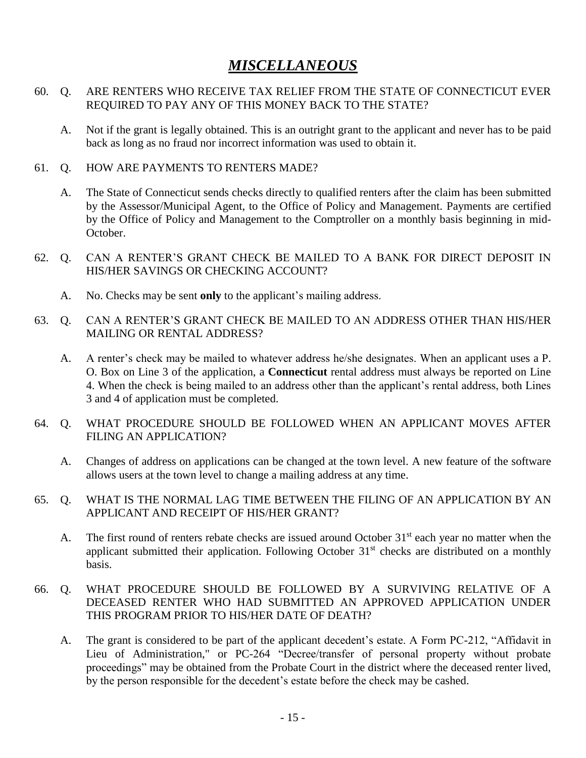# ***MISCELLANEOUS***

60. Q. ARE RENTERS WHO RECEIVE TAX RELIEF FROM THE STATE OF CONNECTICUT EVER REQUIRED TO PAY ANY OF THIS MONEY BACK TO THE STATE?

    A. Not if the grant is legally obtained. This is an outright grant to the applicant and never has to be paid back as long as no fraud nor incorrect information was used to obtain it.

61. Q. HOW ARE PAYMENTS TO RENTERS MADE?

    A. The State of Connecticut sends checks directly to qualified renters after the claim has been submitted by the Assessor/Municipal Agent, to the Office of Policy and Management. Payments are certified by the Office of Policy and Management to the Comptroller on a monthly basis beginning in mid-October.

62. Q. CAN A RENTER'S GRANT CHECK BE MAILED TO A BANK FOR DIRECT DEPOSIT IN HIS/HER SAVINGS OR CHECKING ACCOUNT?

    A. No. Checks may be sent **only** to the applicant's mailing address.

63. Q. CAN A RENTER'S GRANT CHECK BE MAILED TO AN ADDRESS OTHER THAN HIS/HER MAILING OR RENTAL ADDRESS?

    A. A renter's check may be mailed to whatever address he/she designates. When an applicant uses a P. O. Box on Line 3 of the application, a **Connecticut** rental address must always be reported on Line 4. When the check is being mailed to an address other than the applicant's rental address, both Lines 3 and 4 of application must be completed.

64. Q. WHAT PROCEDURE SHOULD BE FOLLOWED WHEN AN APPLICANT MOVES AFTER FILING AN APPLICATION?

    A. Changes of address on applications can be changed at the town level. A new feature of the software allows users at the town level to change a mailing address at any time.

65. Q. WHAT IS THE NORMAL LAG TIME BETWEEN THE FILING OF AN APPLICATION BY AN APPLICANT AND RECEIPT OF HIS/HER GRANT?

    A. The first round of renters rebate checks are issued around October 31st each year no matter when the applicant submitted their application. Following October 31st checks are distributed on a monthly basis.

66. Q. WHAT PROCEDURE SHOULD BE FOLLOWED BY A SURVIVING RELATIVE OF A DECEASED RENTER WHO HAD SUBMITTED AN APPROVED APPLICATION UNDER THIS PROGRAM PRIOR TO HIS/HER DATE OF DEATH?

    A. The grant is considered to be part of the applicant decedent's estate. A Form PC-212, "Affidavit in Lieu of Administration," or PC-264 "Decree/transfer of personal property without probate proceedings" may be obtained from the Probate Court in the district where the deceased renter lived, by the person responsible for the decedent's estate before the check may be cashed.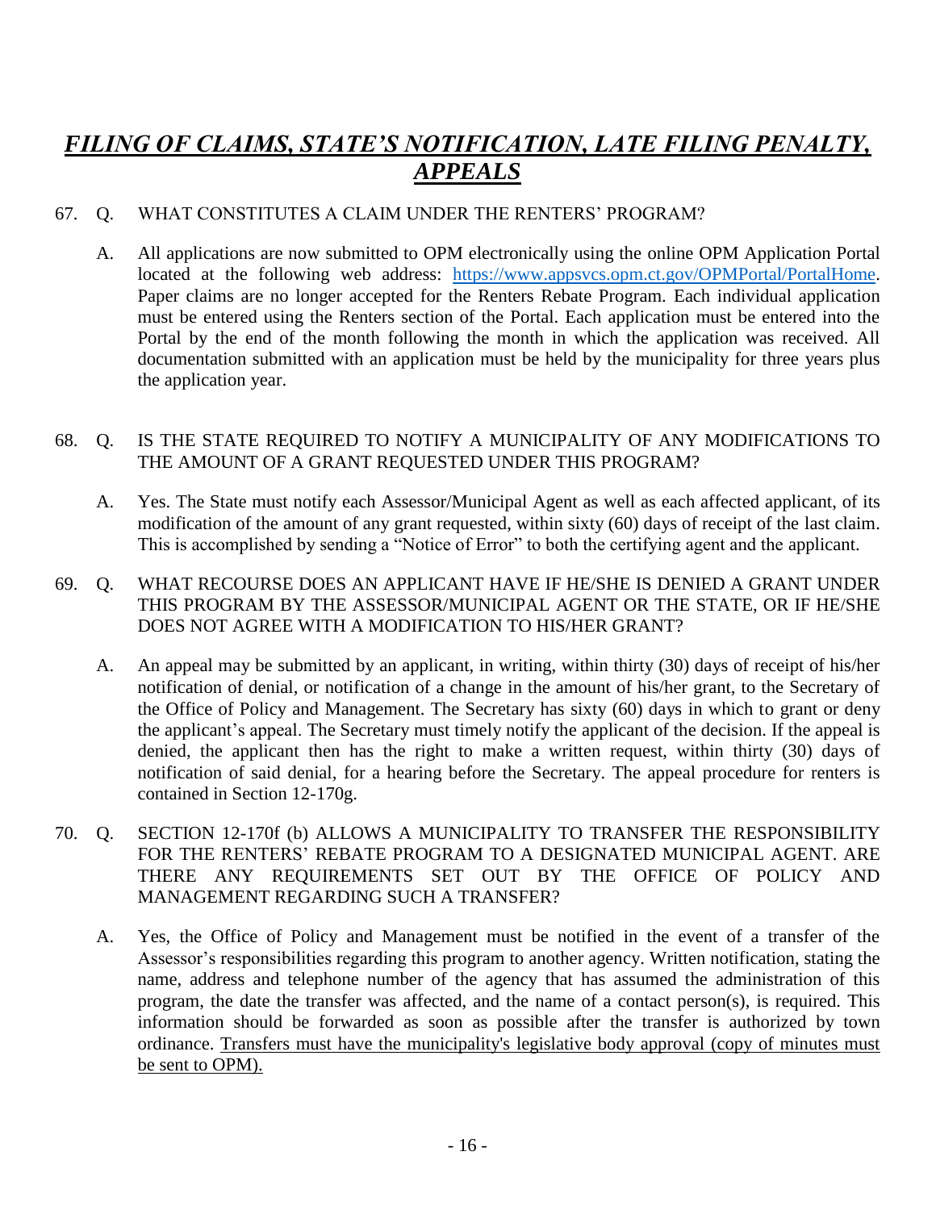# ***FILING OF CLAIMS, STATE'S NOTIFICATION, LATE FILING PENALTY, APPEALS***

67. Q. WHAT CONSTITUTES A CLAIM UNDER THE RENTERS' PROGRAM?

    A. All applications are now submitted to OPM electronically using the online OPM Application Portal located at the following web address: [https://www.appsvcs.opm.ct.gov/OPMPortal/PortalHome](https://www.appsvcs.opm.ct.gov/OPMPortal/PortalHome). Paper claims are no longer accepted for the Renters Rebate Program. Each individual application must be entered using the Renters section of the Portal. Each application must be entered into the Portal by the end of the month following the month in which the application was received. All documentation submitted with an application must be held by the municipality for three years plus the application year.

68. Q. IS THE STATE REQUIRED TO NOTIFY A MUNICIPALITY OF ANY MODIFICATIONS TO THE AMOUNT OF A GRANT REQUESTED UNDER THIS PROGRAM?

    A. Yes. The State must notify each Assessor/Municipal Agent as well as each affected applicant, of its modification of the amount of any grant requested, within sixty (60) days of receipt of the last claim. This is accomplished by sending a "Notice of Error" to both the certifying agent and the applicant.

69. Q. WHAT RECOURSE DOES AN APPLICANT HAVE IF HE/SHE IS DENIED A GRANT UNDER THIS PROGRAM BY THE ASSESSOR/MUNICIPAL AGENT OR THE STATE, OR IF HE/SHE DOES NOT AGREE WITH A MODIFICATION TO HIS/HER GRANT?

    A. An appeal may be submitted by an applicant, in writing, within thirty (30) days of receipt of his/her notification of denial, or notification of a change in the amount of his/her grant, to the Secretary of the Office of Policy and Management. The Secretary has sixty (60) days in which to grant or deny the applicant's appeal. The Secretary must timely notify the applicant of the decision. If the appeal is denied, the applicant then has the right to make a written request, within thirty (30) days of notification of said denial, for a hearing before the Secretary. The appeal procedure for renters is contained in Section 12-170g.

70. Q. SECTION 12-170f (b) ALLOWS A MUNICIPALITY TO TRANSFER THE RESPONSIBILITY FOR THE RENTERS' REBATE PROGRAM TO A DESIGNATED MUNICIPAL AGENT. ARE THERE ANY REQUIREMENTS SET OUT BY THE OFFICE OF POLICY AND MANAGEMENT REGARDING SUCH A TRANSFER?

    A. Yes, the Office of Policy and Management must be notified in the event of a transfer of the Assessor's responsibilities regarding this program to another agency. Written notification, stating the name, address and telephone number of the agency that has assumed the administration of this program, the date the transfer was affected, and the name of a contact person(s), is required. This information should be forwarded as soon as possible after the transfer is authorized by town ordinance. <u>Transfers must have the municipality's legislative body approval (copy of minutes must be sent to OPM).</u>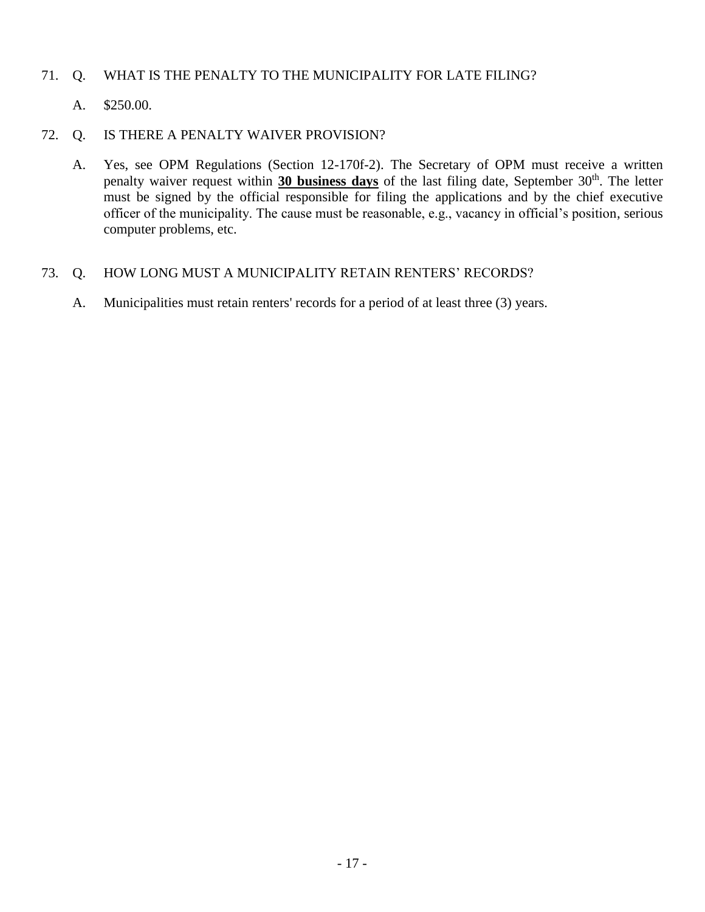71. Q. WHAT IS THE PENALTY TO THE MUNICIPALITY FOR LATE FILING?

    A. $250.00.

72. Q. IS THERE A PENALTY WAIVER PROVISION?

    A. Yes, see OPM Regulations (Section 12-170f-2). The Secretary of OPM must receive a written penalty waiver request within **30 business days** of the last filing date, September 30th. The letter must be signed by the official responsible for filing the applications and by the chief executive officer of the municipality. The cause must be reasonable, e.g., vacancy in official's position, serious computer problems, etc.

73. Q. HOW LONG MUST A MUNICIPALITY RETAIN RENTERS' RECORDS?

    A. Municipalities must retain renters' records for a period of at least three (3) years.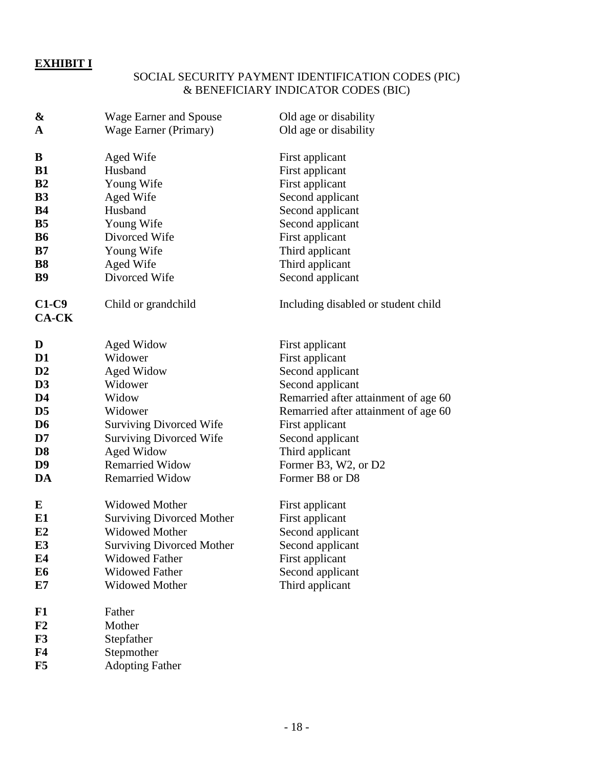**EXHIBIT I**

SOCIAL SECURITY PAYMENT IDENTIFICATION CODES (PIC)
& BENEFICIARY INDICATOR CODES (BIC)

| | | |
|---|---|---|
| **&** | Wage Earner and Spouse | Old age or disability |
| **A** | Wage Earner (Primary) | Old age or disability |
| | | |
| **B** | Aged Wife | First applicant |
| **B1** | Husband | First applicant |
| **B2** | Young Wife | First applicant |
| **B3** | Aged Wife | Second applicant |
| **B4** | Husband | Second applicant |
| **B5** | Young Wife | Second applicant |
| **B6** | Divorced Wife | First applicant |
| **B7** | Young Wife | Third applicant |
| **B8** | Aged Wife | Third applicant |
| **B9** | Divorced Wife | Second applicant |
| | | |
| **C1-C9 CA-CK** | Child or grandchild | Including disabled or student child |
| | | |
| **D** | Aged Widow | First applicant |
| **D1** | Widower | First applicant |
| **D2** | Aged Widow | Second applicant |
| **D3** | Widower | Second applicant |
| **D4** | Widow | Remarried after attainment of age 60 |
| **D5** | Widower | Remarried after attainment of age 60 |
| **D6** | Surviving Divorced Wife | First applicant |
| **D7** | Surviving Divorced Wife | Second applicant |
| **D8** | Aged Widow | Third applicant |
| **D9** | Remarried Widow | Former B3, W2, or D2 |
| **DA** | Remarried Widow | Former B8 or D8 |
| | | |
| **E** | Widowed Mother | First applicant |
| **E1** | Surviving Divorced Mother | First applicant |
| **E2** | Widowed Mother | Second applicant |
| **E3** | Surviving Divorced Mother | Second applicant |
| **E4** | Widowed Father | First applicant |
| **E6** | Widowed Father | Second applicant |
| **E7** | Widowed Mother | Third applicant |
| | | |
| **F1** | Father | |
| **F2** | Mother | |
| **F3** | Stepfather | |
| **F4** | Stepmother | |
| **F5** | Adopting Father | |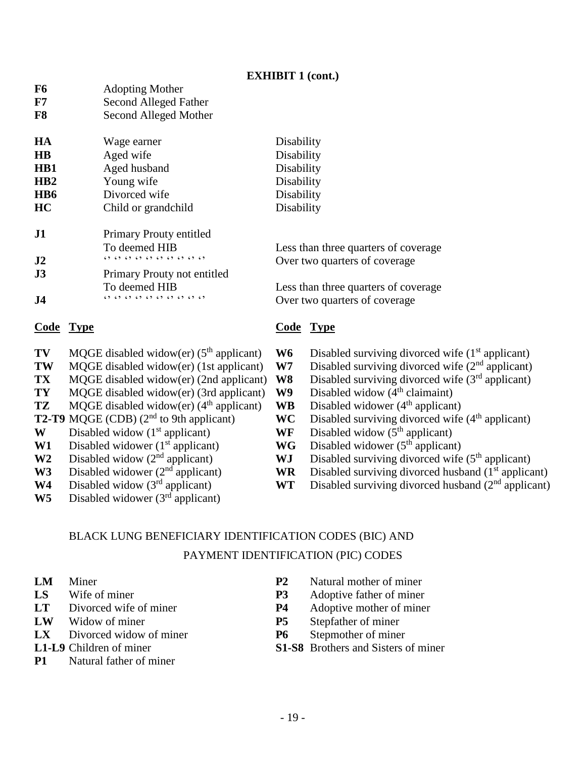**EXHIBIT 1 (cont.)**

| | | |
|---|---|---|
| **F6** | Adopting Mother | |
| **F7** | Second Alleged Father | |
| **F8** | Second Alleged Mother | |
| **HA** | Wage earner | Disability |
| **HB** | Aged wife | Disability |
| **HB1** | Aged husband | Disability |
| **HB2** | Young wife | Disability |
| **HB6** | Divorced wife | Disability |
| **HC** | Child or grandchild | Disability |
| **J1** | Primary Prouty entitled To deemed HIB | Less than three quarters of coverage |
| **J2** | ‘’ ‘’ ‘’ ‘’ ‘’ ‘’ ‘’ ‘’ ‘’ ‘’ | Over two quarters of coverage |
| **J3** | Primary Prouty not entitled To deemed HIB | Less than three quarters of coverage |
| **J4** | ‘’ ‘’ ‘’ ‘’ ‘’ ‘’ ‘’ ‘’ ‘’ ‘’ | Over two quarters of coverage |

| Code | Type | Code | Type |
|---|---|---|---|
| **TV** | MQGE disabled widow(er) (5th applicant) | **W6** | Disabled surviving divorced wife (1st applicant) |
| **TW** | MQGE disabled widow(er) (1st applicant) | **W7** | Disabled surviving divorced wife (2nd applicant) |
| **TX** | MQGE disabled widow(er) (2nd applicant) | **W8** | Disabled surviving divorced wife (3rd applicant) |
| **TY** | MQGE disabled widow(er) (3rd applicant) | **W9** | Disabled widow (4th claimaint) |
| **TZ** | MQGE disabled widow(er) (4th applicant) | **WB** | Disabled widower (4th applicant) |
| **T2-T9** | MQGE (CDB) (2nd to 9th applicant) | **WC** | Disabled surviving divorced wife (4th applicant) |
| **W** | Disabled widow (1st applicant) | **WF** | Disabled widow (5th applicant) |
| **W1** | Disabled widower (1st applicant) | **WG** | Disabled widower (5th applicant) |
| **W2** | Disabled widow (2nd applicant) | **WJ** | Disabled surviving divorced wife (5th applicant) |
| **W3** | Disabled widower (2nd applicant) | **WR** | Disabled surviving divorced husband (1st applicant) |
| **W4** | Disabled widow (3rd applicant) | **WT** | Disabled surviving divorced husband (2nd applicant) |
| **W5** | Disabled widower (3rd applicant) | | |

BLACK LUNG BENEFICIARY IDENTIFICATION CODES (BIC) AND

PAYMENT IDENTIFICATION (PIC) CODES

| | | | |
|---|---|---|---|
| **LM** | Miner | **P2** | Natural mother of miner |
| **LS** | Wife of miner | **P3** | Adoptive father of miner |
| **LT** | Divorced wife of miner | **P4** | Adoptive mother of miner |
| **LW** | Widow of miner | **P5** | Stepfather of miner |
| **LX** | Divorced widow of miner | **P6** | Stepmother of miner |
| **L1-L9** | Children of miner | **S1-S8** | Brothers and Sisters of miner |
| **P1** | Natural father of miner | | |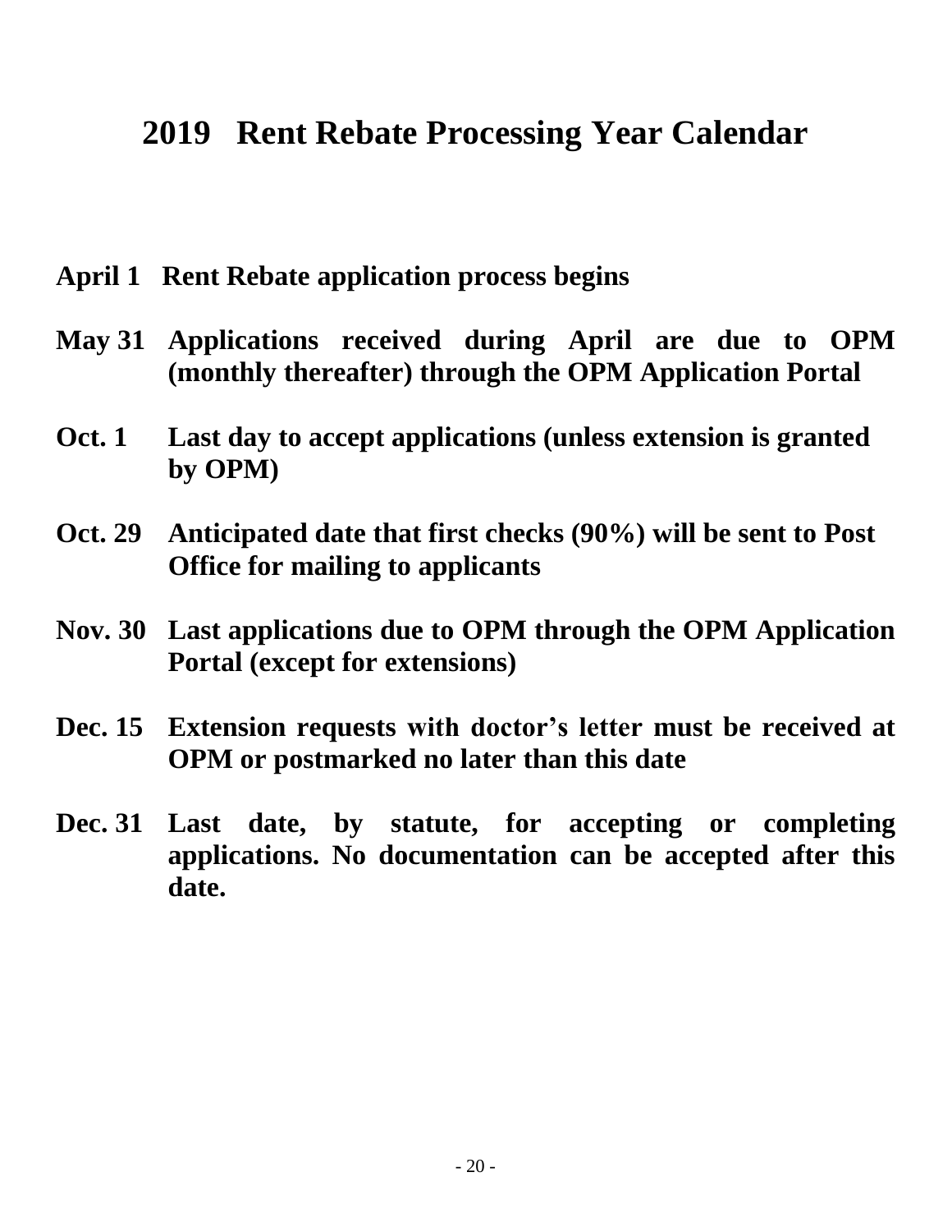# 2019 Rent Rebate Processing Year Calendar

**April 1** **Rent Rebate application process begins**

**May 31** **Applications received during April are due to OPM (monthly thereafter) through the OPM Application Portal**

**Oct. 1** **Last day to accept applications (unless extension is granted by OPM)**

**Oct. 29** **Anticipated date that first checks (90%) will be sent to Post Office for mailing to applicants**

**Nov. 30** **Last applications due to OPM through the OPM Application Portal (except for extensions)**

**Dec. 15** **Extension requests with doctor's letter must be received at OPM or postmarked no later than this date**

**Dec. 31** **Last date, by statute, for accepting or completing applications. No documentation can be accepted after this date.**